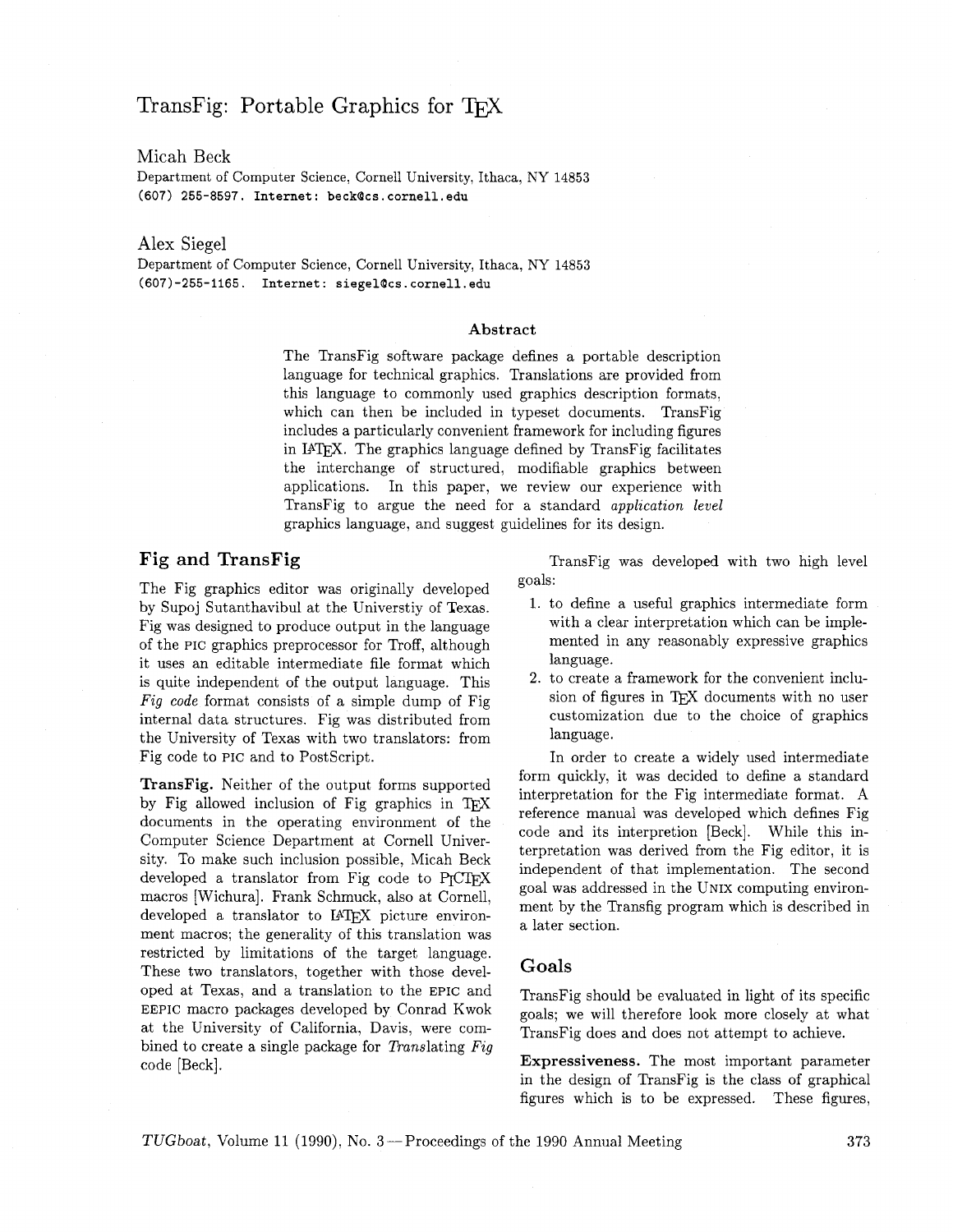# TransFig: Portable Graphics for TEX

Micah Beck
Department of Computer Science, Cornell University, Ithaca, NY 14853
(607) 255-8597. Internet: beck@cs.cornell.edu

Alex Siegel
Department of Computer Science, Cornell University, Ithaca, NY 14853
(607)-255-1165. Internet: siegel@cs.cornell.edu

### Abstract

The TransFig software package defines a portable description language for technical graphics. Translations are provided from this language to commonly used graphics description formats, which can then be included in typeset documents. TransFig includes a particularly convenient framework for including figures in LATEX. The graphics language defined by TransFig facilitates the interchange of structured, modifiable graphics between applications. In this paper, we review our experience with TransFig to argue the need for a standard *application level* graphics language, and suggest guidelines for its design.

## Fig and TransFig

The Fig graphics editor was originally developed by Supoj Sutanthavibul at the Universtiy of Texas. Fig was designed to produce output in the language of the PIC graphics preprocessor for Troff, although it uses an editable intermediate file format which is quite independent of the output language. This *Fig code* format consists of a simple dump of Fig internal data structures. Fig was distributed from the University of Texas with two translators: from Fig code to PIC and to PostScript.

**TransFig.** Neither of the output forms supported by Fig allowed inclusion of Fig graphics in TEX documents in the operating environment of the Computer Science Department at Cornell University. To make such inclusion possible, Micah Beck developed a translator from Fig code to PICTEX macros [Wichura]. Frank Schmuck, also at Cornell, developed a translator to LATEX picture environment macros; the generality of this translation was restricted by limitations of the target language. These two translators, together with those developed at Texas, and a translation to the EPIC and EEPIC macro packages developed by Conrad Kwok at the University of California, Davis, were combined to create a single package for *Trans*lating *Fig* code [Beck].

TransFig was developed with two high level goals:

1. to define a useful graphics intermediate form with a clear interpretation which can be implemented in any reasonably expressive graphics language.
2. to create a framework for the convenient inclusion of figures in TEX documents with no user customization due to the choice of graphics language.

In order to create a widely used intermediate form quickly, it was decided to define a standard interpretation for the Fig intermediate format. A reference manual was developed which defines Fig code and its interpretion [Beck]. While this interpretation was derived from the Fig editor, it is independent of that implementation. The second goal was addressed in the UNIX computing environment by the Transfig program which is described in a later section.

## Goals

TransFig should be evaluated in light of its specific goals; we will therefore look more closely at what TransFig does and does not attempt to achieve.

**Expressiveness.** The most important parameter in the design of TransFig is the class of graphical figures which is to be expressed. These figures,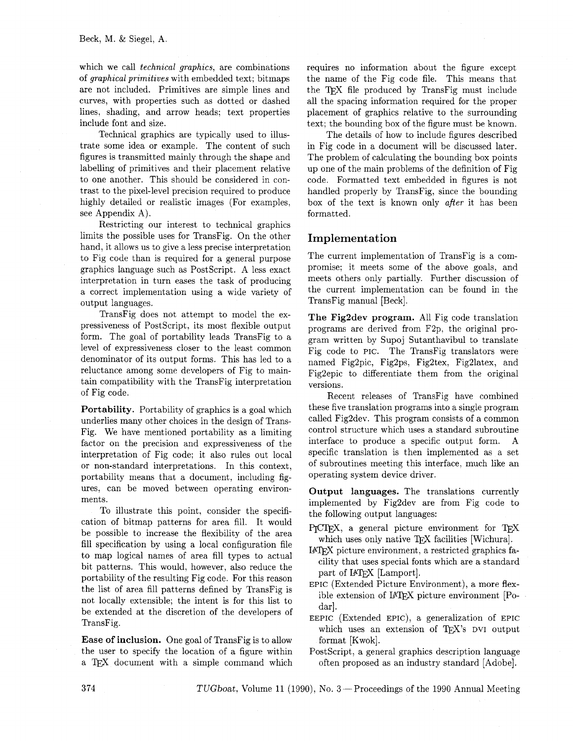which we call *technical graphics*, are combinations of *graphical primitives* with embedded text; bitmaps are not included. Primitives are simple lines and curves, with properties such as dotted or dashed lines, shading, and arrow heads; text properties include font and size.

Technical graphics are typically used to illustrate some idea or example. The content of such figures is transmitted mainly through the shape and labelling of primitives and their placement relative to one another. This should be considered in contrast to the pixel-level precision required to produce highly detailed or realistic images (For examples, see Appendix A).

Restricting our interest to technical graphics limits the possible uses for TransFig. On the other hand, it allows us to give a less precise interpretation to Fig code than is required for a general purpose graphics language such as PostScript. A less exact interpretation in turn eases the task of producing a correct implementation using a wide variety of output languages.

TransFig does not attempt to model the expressiveness of PostScript, its most flexible output form. The goal of portability leads TransFig to a level of expressiveness closer to the least common denominator of its output forms. This has led to a reluctance among some developers of Fig to maintain compatibility with the TransFig interpretation of Fig code.

**Portability.** Portability of graphics is a goal which underlies many other choices in the design of TransFig. We have mentioned portability as a limiting factor on the precision and expressiveness of the interpretation of Fig code; it also rules out local or non-standard interpretations. In this context, portability means that a document, including figures, can be moved between operating environments.

To illustrate this point, consider the specification of bitmap patterns for area fill. It would be possible to increase the flexibility of the area fill specification by using a local configuration file to map logical names of area fill types to actual bit patterns. This would, however, also reduce the portability of the resulting Fig code. For this reason the list of area fill patterns defined by TransFig is not locally extensible; the intent is for this list to be extended at the discretion of the developers of TransFig.

**Ease of inclusion.** One goal of TransFig is to allow the user to specify the location of a figure within a TeX document with a simple command which requires no information about the figure except the name of the Fig code file. This means that the TeX file produced by TransFig must include all the spacing information required for the proper placement of graphics relative to the surrounding text; the bounding box of the figure must be known.

The details of how to include figures described in Fig code in a document will be discussed later. The problem of calculating the bounding box points up one of the main problems of the definition of Fig code. Formatted text embedded in figures is not handled properly by TransFig, since the bounding box of the text is known only *after* it has been formatted.

## Implementation

The current implementation of TransFig is a compromise; it meets some of the above goals, and meets others only partially. Further discussion of the current implementation can be found in the TransFig manual [Beck].

**The Fig2dev program.** All Fig code translation programs are derived from F2p, the original program written by Supoj Sutanthavibul to translate Fig code to PIC. The TransFig translators were named Fig2pic, Fig2ps, Fig2tex, Fig2latex, and Fig2epic to differentiate them from the original versions.

Recent releases of TransFig have combined these five translation programs into a single program called Fig2dev. This program consists of a common control structure which uses a standard subroutine interface to produce a specific output form. A specific translation is then implemented as a set of subroutines meeting this interface, much like an operating system device driver.

**Output languages.** The translations currently implemented by Fig2dev are from Fig code to the following output languages:

- PiCTeX, a general picture environment for TeX which uses only native TeX facilities [Wichura].
- LaTeX picture environment, a restricted graphics facility that uses special fonts which are a standard part of LaTeX [Lamport].
- EPIC (Extended Picture Environment), a more flexible extension of LaTeX picture environment [Podar].
- EEPIC (Extended EPIC), a generalization of EPIC which uses an extension of TeX's DVI output format [Kwok].
- PostScript, a general graphics description language often proposed as an industry standard [Adobe].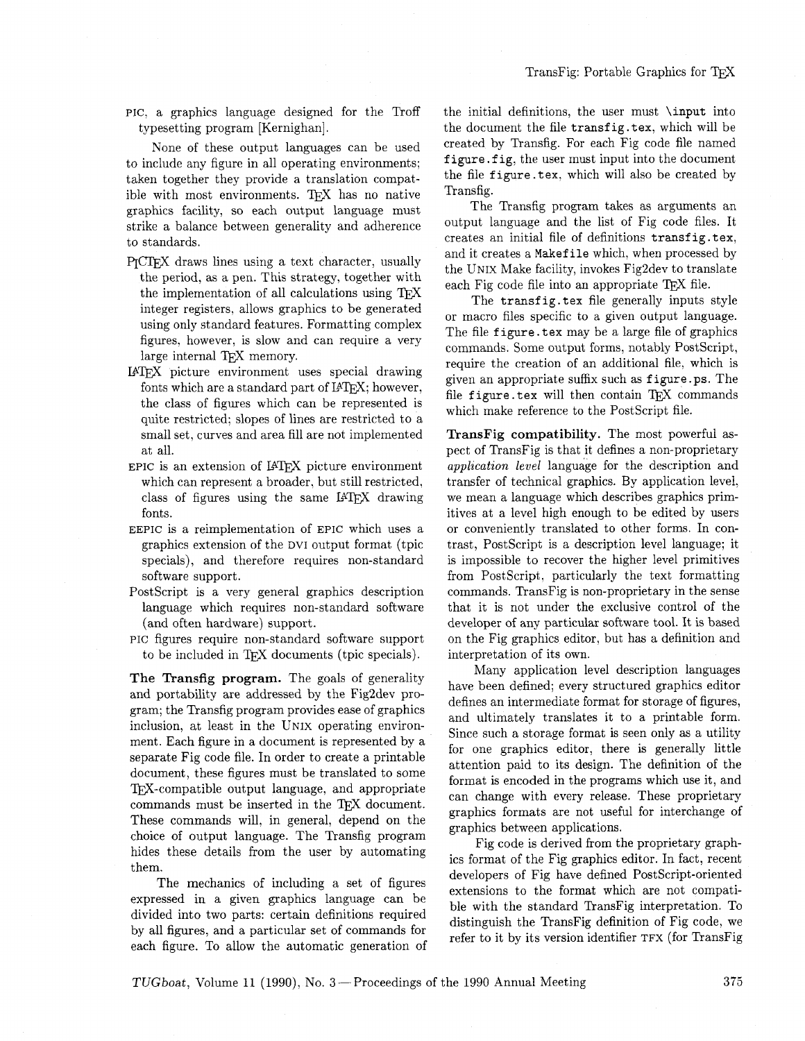PIC, a graphics language designed for the Troff typesetting program [Kernighan].

None of these output languages can be used to include any figure in all operating environments; taken together they provide a translation compatible with most environments. TeX has no native graphics facility, so each output language must strike a balance between generality and adherence to standards.

PiCTeX draws lines using a text character, usually the period, as a pen. This strategy, together with the implementation of all calculations using TeX integer registers, allows graphics to be generated using only standard features. Formatting complex figures, however, is slow and can require a very large internal TeX memory.

LaTeX picture environment uses special drawing fonts which are a standard part of LaTeX; however, the class of figures which can be represented is quite restricted; slopes of lines are restricted to a small set, curves and area fill are not implemented at all.

EPIC is an extension of LaTeX picture environment which can represent a broader, but still restricted, class of figures using the same LaTeX drawing fonts.

EEPIC is a reimplementation of EPIC which uses a graphics extension of the DVI output format (tpic specials), and therefore requires non-standard software support.

PostScript is a very general graphics description language which requires non-standard software (and often hardware) support.

PIC figures require non-standard software support to be included in TeX documents (tpic specials).

**The Transfig program.** The goals of generality and portability are addressed by the Fig2dev program; the Transfig program provides ease of graphics inclusion, at least in the UNIX operating environment. Each figure in a document is represented by a separate Fig code file. In order to create a printable document, these figures must be translated to some TeX-compatible output language, and appropriate commands must be inserted in the TeX document. These commands will, in general, depend on the choice of output language. The Transfig program hides these details from the user by automating them.

The mechanics of including a set of figures expressed in a given graphics language can be divided into two parts: certain definitions required by all figures, and a particular set of commands for each figure. To allow the automatic generation of the initial definitions, the user must `\input` into the document the file `transfig.tex`, which will be created by Transfig. For each Fig code file named `figure.fig`, the user must input into the document the file `figure.tex`, which will also be created by Transfig.

The Transfig program takes as arguments an output language and the list of Fig code files. It creates an initial file of definitions `transfig.tex`, and it creates a `Makefile` which, when processed by the UNIX Make facility, invokes Fig2dev to translate each Fig code file into an appropriate TeX file.

The `transfig.tex` file generally inputs style or macro files specific to a given output language. The file `figure.tex` may be a large file of graphics commands. Some output forms, notably PostScript, require the creation of an additional file, which is given an appropriate suffix such as `figure.ps`. The file `figure.tex` will then contain TeX commands which make reference to the PostScript file.

**TransFig compatibility.** The most powerful aspect of TransFig is that it defines a non-proprietary *application level* language for the description and transfer of technical graphics. By application level, we mean a language which describes graphics primitives at a level high enough to be edited by users or conveniently translated to other forms. In contrast, PostScript is a description level language; it is impossible to recover the higher level primitives from PostScript, particularly the text formatting commands. TransFig is non-proprietary in the sense that it is not under the exclusive control of the developer of any particular software tool. It is based on the Fig graphics editor, but has a definition and interpretation of its own.

Many application level description languages have been defined; every structured graphics editor defines an intermediate format for storage of figures, and ultimately translates it to a printable form. Since such a storage format is seen only as a utility for one graphics editor, there is generally little attention paid to its design. The definition of the format is encoded in the programs which use it, and can change with every release. These proprietary graphics formats are not useful for interchange of graphics between applications.

Fig code is derived from the proprietary graphics format of the Fig graphics editor. In fact, recent developers of Fig have defined PostScript-oriented extensions to the format which are not compatible with the standard TransFig interpretation. To distinguish the TransFig definition of Fig code, we refer to it by its version identifier TFX (for TransFig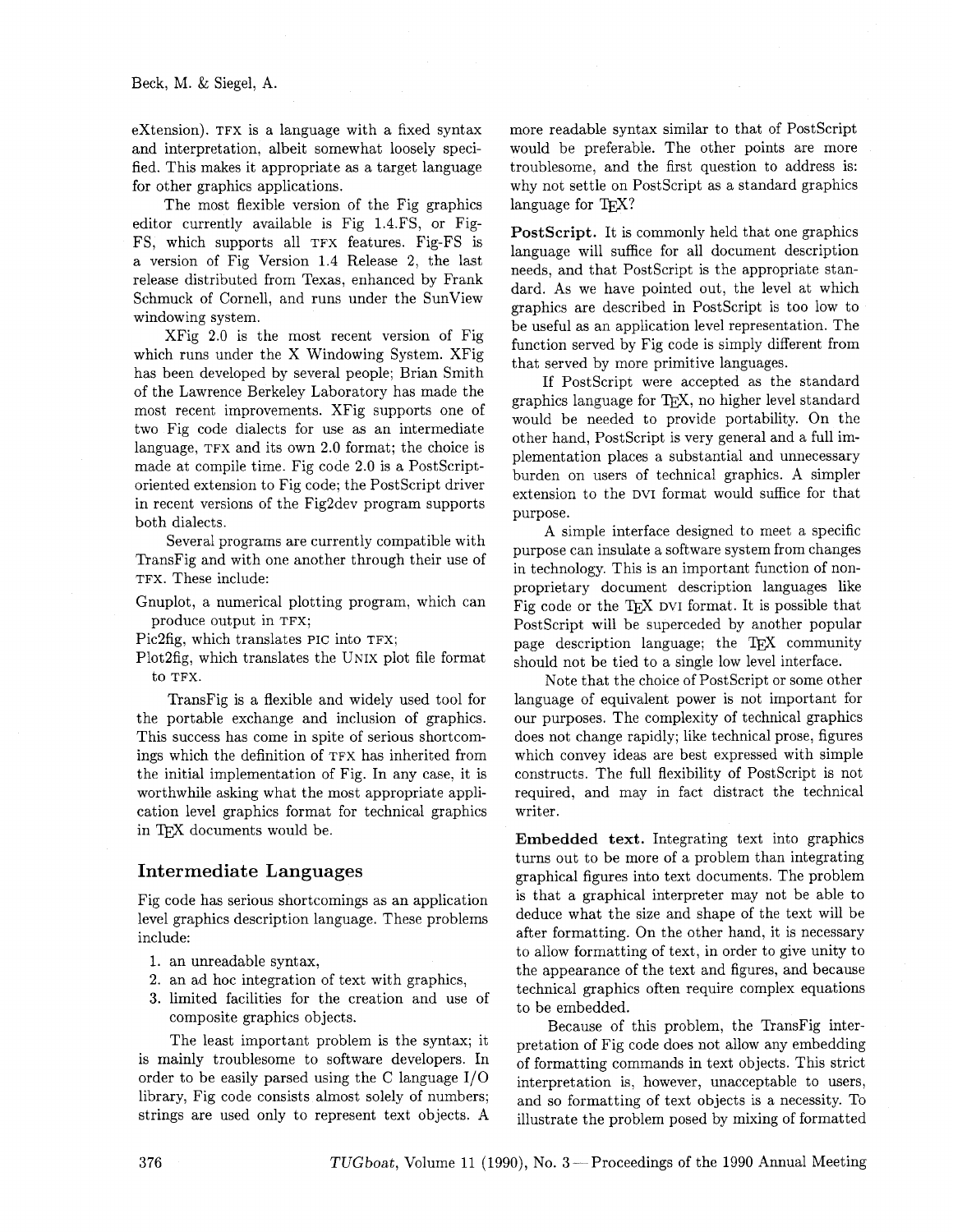eXtension). TFX is a language with a fixed syntax and interpretation, albeit somewhat loosely specified. This makes it appropriate as a target language for other graphics applications.

The most flexible version of the Fig graphics editor currently available is Fig 1.4.FS, or Fig-FS, which supports all TFX features. Fig-FS is a version of Fig Version 1.4 Release 2, the last release distributed from Texas, enhanced by Frank Schmuck of Cornell, and runs under the SunView windowing system.

XFig 2.0 is the most recent version of Fig which runs under the X Windowing System. XFig has been developed by several people; Brian Smith of the Lawrence Berkeley Laboratory has made the most recent improvements. XFig supports one of two Fig code dialects for use as an intermediate language, TFX and its own 2.0 format; the choice is made at compile time. Fig code 2.0 is a PostScript-oriented extension to Fig code; the PostScript driver in recent versions of the Fig2dev program supports both dialects.

Several programs are currently compatible with TransFig and with one another through their use of TFX. These include:

Gnuplot, a numerical plotting program, which can produce output in TFX;

Pic2fig, which translates PIC into TFX;

Plot2fig, which translates the UNIX plot file format to TFX.

TransFig is a flexible and widely used tool for the portable exchange and inclusion of graphics. This success has come in spite of serious shortcomings which the definition of TFX has inherited from the initial implementation of Fig. In any case, it is worthwhile asking what the most appropriate application level graphics format for technical graphics in TeX documents would be.

## Intermediate Languages

Fig code has serious shortcomings as an application level graphics description language. These problems include:

1. an unreadable syntax,
2. an ad hoc integration of text with graphics,
3. limited facilities for the creation and use of composite graphics objects.

The least important problem is the syntax; it is mainly troublesome to software developers. In order to be easily parsed using the C language I/O library, Fig code consists almost solely of numbers; strings are used only to represent text objects. A more readable syntax similar to that of PostScript would be preferable. The other points are more troublesome, and the first question to address is: why not settle on PostScript as a standard graphics language for TeX?

**PostScript.** It is commonly held that one graphics language will suffice for all document description needs, and that PostScript is the appropriate standard. As we have pointed out, the level at which graphics are described in PostScript is too low to be useful as an application level representation. The function served by Fig code is simply different from that served by more primitive languages.

If PostScript were accepted as the standard graphics language for TeX, no higher level standard would be needed to provide portability. On the other hand, PostScript is very general and a full implementation places a substantial and unnecessary burden on users of technical graphics. A simpler extension to the DVI format would suffice for that purpose.

A simple interface designed to meet a specific purpose can insulate a software system from changes in technology. This is an important function of non-proprietary document description languages like Fig code or the TeX DVI format. It is possible that PostScript will be superceded by another popular page description language; the TeX community should not be tied to a single low level interface.

Note that the choice of PostScript or some other language of equivalent power is not important for our purposes. The complexity of technical graphics does not change rapidly; like technical prose, figures which convey ideas are best expressed with simple constructs. The full flexibility of PostScript is not required, and may in fact distract the technical writer.

**Embedded text.** Integrating text into graphics turns out to be more of a problem than integrating graphical figures into text documents. The problem is that a graphical interpreter may not be able to deduce what the size and shape of the text will be after formatting. On the other hand, it is necessary to allow formatting of text, in order to give unity to the appearance of the text and figures, and because technical graphics often require complex equations to be embedded.

Because of this problem, the TransFig interpretation of Fig code does not allow any embedding of formatting commands in text objects. This strict interpretation is, however, unacceptable to users, and so formatting of text objects is a necessity. To illustrate the problem posed by mixing of formatted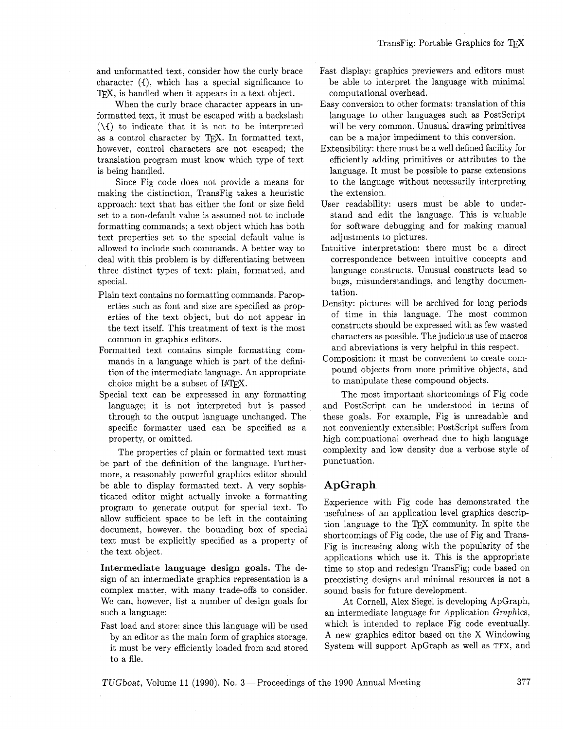and unformatted text, consider how the curly brace character ({), which has a special significance to TEX, is handled when it appears in a text object.

When the curly brace character appears in unformatted text, it must be escaped with a backslash (\{) to indicate that it is not to be interpreted as a control character by TEX. In formatted text, however, control characters are not escaped; the translation program must know which type of text is being handled.

Since Fig code does not provide a means for making the distinction, TransFig takes a heuristic approach: text that has either the font or size field set to a non-default value is assumed not to include formatting commands; a text object which has both text properties set to the special default value is allowed to include such commands. A better way to deal with this problem is by differentiating between three distinct types of text: plain, formatted, and special.

Plain text contains no formatting commands. Paroperties such as font and size are specified as properties of the text object, but do not appear in the text itself. This treatment of text is the most common in graphics editors.

Formatted text contains simple formatting commands in a language which is part of the definition of the intermediate language. An appropriate choice might be a subset of LaTeX.

Special text can be expresssed in any formatting language; it is not interpreted but is passed through to the output language unchanged. The specific formatter used can be specified as a property, or omitted.

The properties of plain or formatted text must be part of the definition of the language. Furthermore, a reasonably powerful graphics editor should be able to display formatted text. A very sophisticated editor might actually invoke a formatting program to generate output for special text. To allow sufficient space to be left in the containing document, however, the bounding box of special text must be explicitly specified as a property of the text object.

**Intermediate language design goals.** The design of an intermediate graphics representation is a complex matter, with many trade-offs to consider. We can, however, list a number of design goals for such a language:

Fast load and store: since this language will be used by an editor as the main form of graphics storage, it must be very efficiently loaded from and stored to a file.

Fast display: graphics previewers and editors must be able to interpret the language with minimal computational overhead.

Easy conversion to other formats: translation of this language to other languages such as PostScript will be very common. Unusual drawing primitives can be a major impediment to this conversion.

Extensibility: there must be a well defined facility for efficiently adding primitives or attributes to the language. It must be possible to parse extensions to the language without necessarily interpreting the extension.

User readability: users must be able to understand and edit the language. This is valuable for software debugging and for making manual adjustments to pictures.

Intuitive interpretation: there must be a direct correspondence between intuitive concepts and language constructs. Unusual constructs lead to bugs, misunderstandings, and lengthy documentation.

Density: pictures will be archived for long periods of time in this language. The most common constructs should be expressed with as few wasted characters as possible. The judicious use of macros and abreviations is very helpful in this respect.

Composition: it must be convenient to create compound objects from more primitive objects, and to manipulate these compound objects.

The most important shortcomings of Fig code and PostScript can be understood in terms of these goals. For example, Fig is unreadable and not conveniently extensible; PostScript suffers from high compuational overhead due to high language complexity and low density due a verbose style of punctuation.

## ApGraph

Experience with Fig code has demonstrated the usefulness of an application level graphics description language to the TEX community. In spite the shortcomings of Fig code, the use of Fig and TransFig is increasing along with the popularity of the applications which use it. This is the appropriate time to stop and redesign TransFig; code based on preexisting designs and minimal resources is not a sound basis for future development.

At Cornell, Alex Siegel is developing ApGraph, an intermediate language for *Ap*plication *Graph*ics, which is intended to replace Fig code eventually. A new graphics editor based on the X Windowing System will support ApGraph as well as TFX, and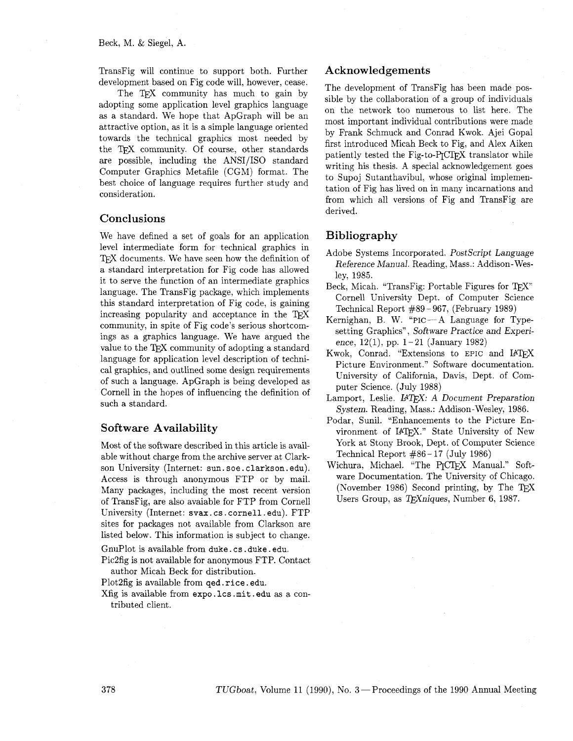TransFig will continue to support both. Further development based on Fig code will, however, cease.

The TeX community has much to gain by adopting some application level graphics language as a standard. We hope that ApGraph will be an attractive option, as it is a simple language oriented towards the technical graphics most needed by the TeX community. Of course, other standards are possible, including the ANSI/ISO standard Computer Graphics Metafile (CGM) format. The best choice of language requires further study and consideration.

## Conclusions

We have defined a set of goals for an application level intermediate form for technical graphics in TeX documents. We have seen how the definition of a standard interpretation for Fig code has allowed it to serve the function of an intermediate graphics language. The TransFig package, which implements this standard interpretation of Fig code, is gaining increasing popularity and acceptance in the TeX community, in spite of Fig code's serious shortcomings as a graphics language. We have argued the value to the TeX community of adopting a standard language for application level description of technical graphics, and outlined some design requirements of such a language. ApGraph is being developed as Cornell in the hopes of influencing the definition of such a standard.

## Software Availability

Most of the software described in this article is available without charge from the archive server at Clarkson University (Internet: `sun.soe.clarkson.edu`). Access is through anonymous FTP or by mail. Many packages, including the most recent version of TransFig, are also avaiable for FTP from Cornell University (Internet: `svax.cs.cornell.edu`). FTP sites for packages not available from Clarkson are listed below. This information is subject to change.

GnuPlot is available from `duke.cs.duke.edu`.

Pic2fig is not available for anonymous FTP. Contact author Micah Beck for distribution.

Plot2fig is available from `qed.rice.edu`.

Xfig is available from `expo.lcs.mit.edu` as a contributed client.

## Acknowledgements

The development of TransFig has been made possible by the collaboration of a group of individuals on the network too numerous to list here. The most important individual contributions were made by Frank Schmuck and Conrad Kwok. Ajei Gopal first introduced Micah Beck to Fig, and Alex Aiken patiently tested the Fig-to-PiCTeX translator while writing his thesis. A special acknowledgement goes to Supoj Sutanthavibul, whose original implementation of Fig has lived on in many incarnations and from which all versions of Fig and TransFig are derived.

## Bibliography

Adobe Systems Incorporated. *PostScript Language Reference Manual.* Reading, Mass.: Addison-Wesley, 1985.

Beck, Micah. "TransFig: Portable Figures for TeX" Cornell University Dept. of Computer Science Technical Report #89-967, (February 1989)

Kernighan, B. W. "PIC — A Language for Typesetting Graphics", *Software Practice and Experience*, 12(1), pp. 1-21 (January 1982)

Kwok, Conrad. "Extensions to EPIC and LaTeX Picture Environment." Software documentation. University of California, Davis, Dept. of Computer Science. (July 1988)

Lamport, Leslie. *LaTeX: A Document Preparation System.* Reading, Mass.: Addison-Wesley, 1986.

Podar, Sunil. "Enhancements to the Picture Environment of LaTeX." State University of New York at Stony Brook, Dept. of Computer Science Technical Report #86-17 (July 1986)

Wichura, Michael. "The PiCTeX Manual." Software Documentation. The University of Chicago. (November 1986) Second printing, by The TeX Users Group, as *TeXniques*, Number 6, 1987.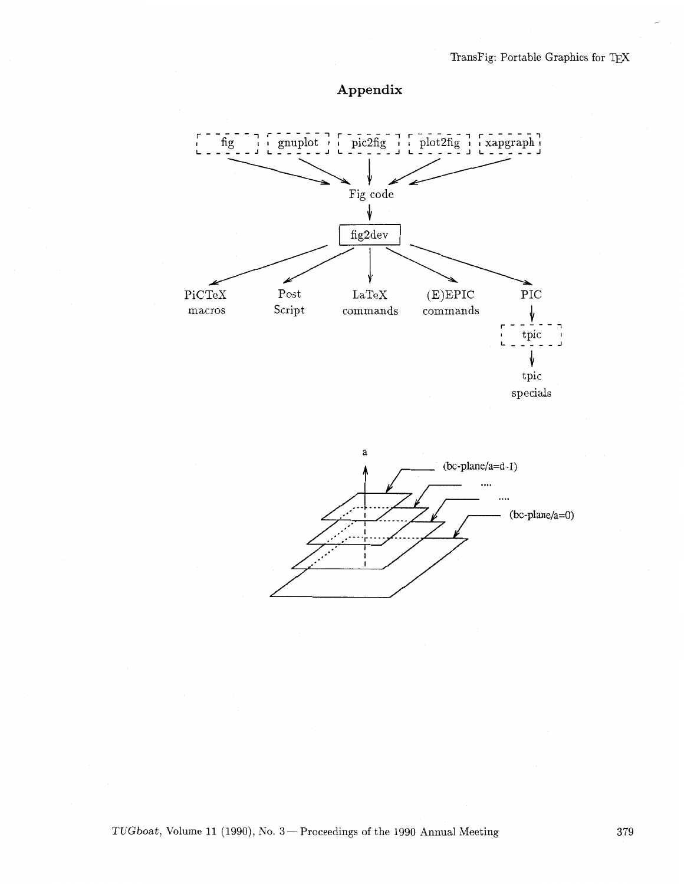## Appendix

fig | gnuplot | pic2fig | plot2fig | xapgraph

Fig code

fig2dev

PiCTeX macros | Post Script | LaTeX commands | (E)EPIC commands | PIC

tpic

tpic specials

a

(bc-plane/a=d-1)

....

....

(bc-plane/a=0)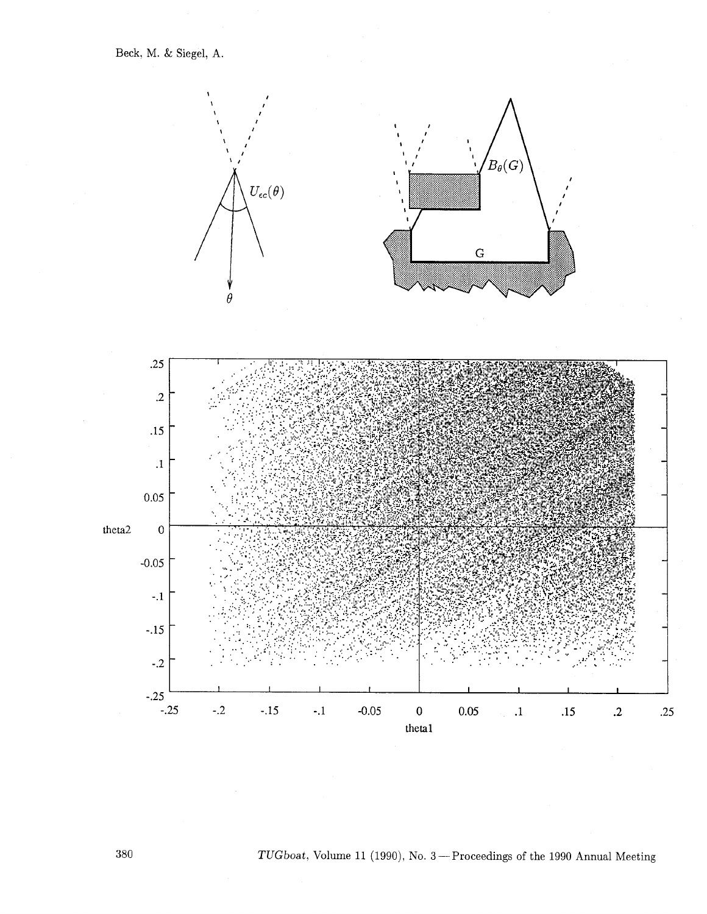$U_{\epsilon c}(\theta)$

$\theta$

$B_\theta(G)$

G

.25

.2

.15

.1

0.05

theta2 0

-0.05

-.1

-.15

-.2

-.25

-.25 -.2 -.15 -.1 -0.05 0 0.05 .1 .15 .2 .25

theta1